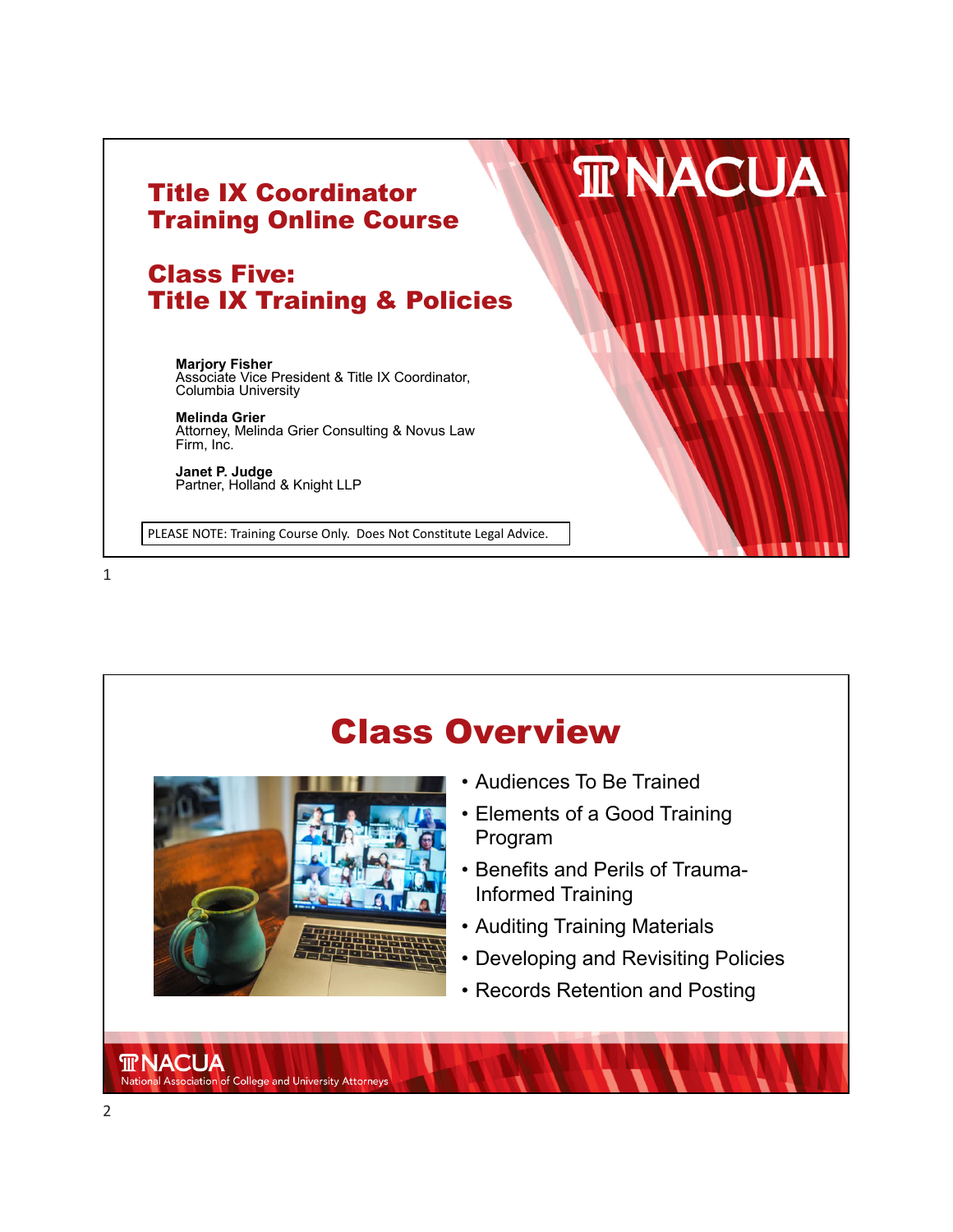# Title IX Coordinator Training Online Course

## Class Five: Title IX Training & Policies

**Marjory Fisher**
Associate Vice President & Title IX Coordinator, Columbia University

**Melinda Grier**
Attorney, Melinda Grier Consulting & Novus Law Firm, Inc.

**Janet P. Judge**
Partner, Holland & Knight LLP

PLEASE NOTE: Training Course Only. Does Not Constitute Legal Advice.

## Class Overview

- Audiences To Be Trained
- Elements of a Good Training Program
- Benefits and Perils of Trauma-Informed Training
- Auditing Training Materials
- Developing and Revisiting Policies
- Records Retention and Posting

NACUA
National Association of College and University Attorneys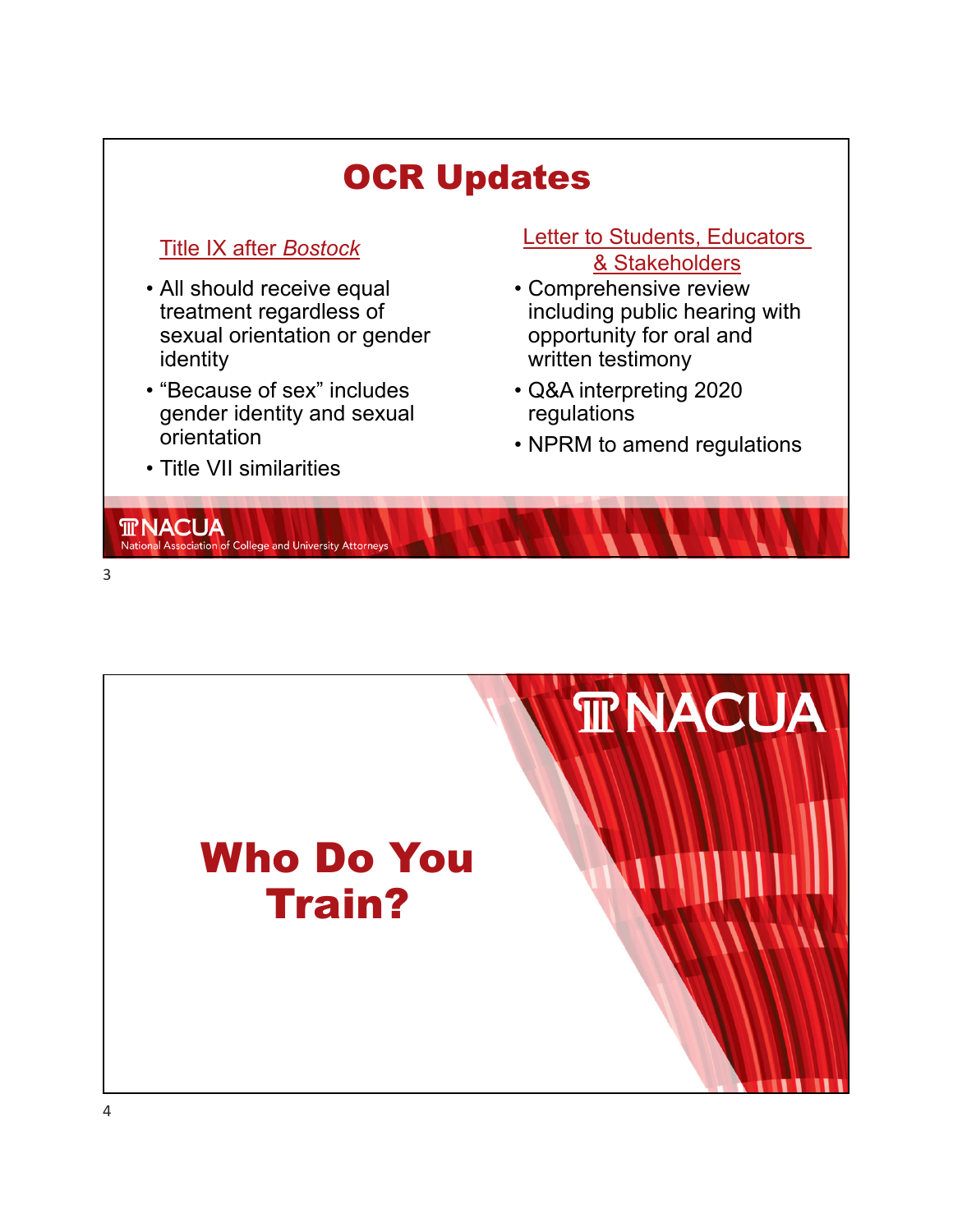# OCR Updates

## Title IX after *Bostock*

- All should receive equal treatment regardless of sexual orientation or gender identity
- "Because of sex" includes gender identity and sexual orientation
- Title VII similarities

## Letter to Students, Educators & Stakeholders

- Comprehensive review including public hearing with opportunity for oral and written testimony
- Q&A interpreting 2020 regulations
- NPRM to amend regulations

NACUA
National Association of College and University Attorneys

# Who Do You Train?

NACUA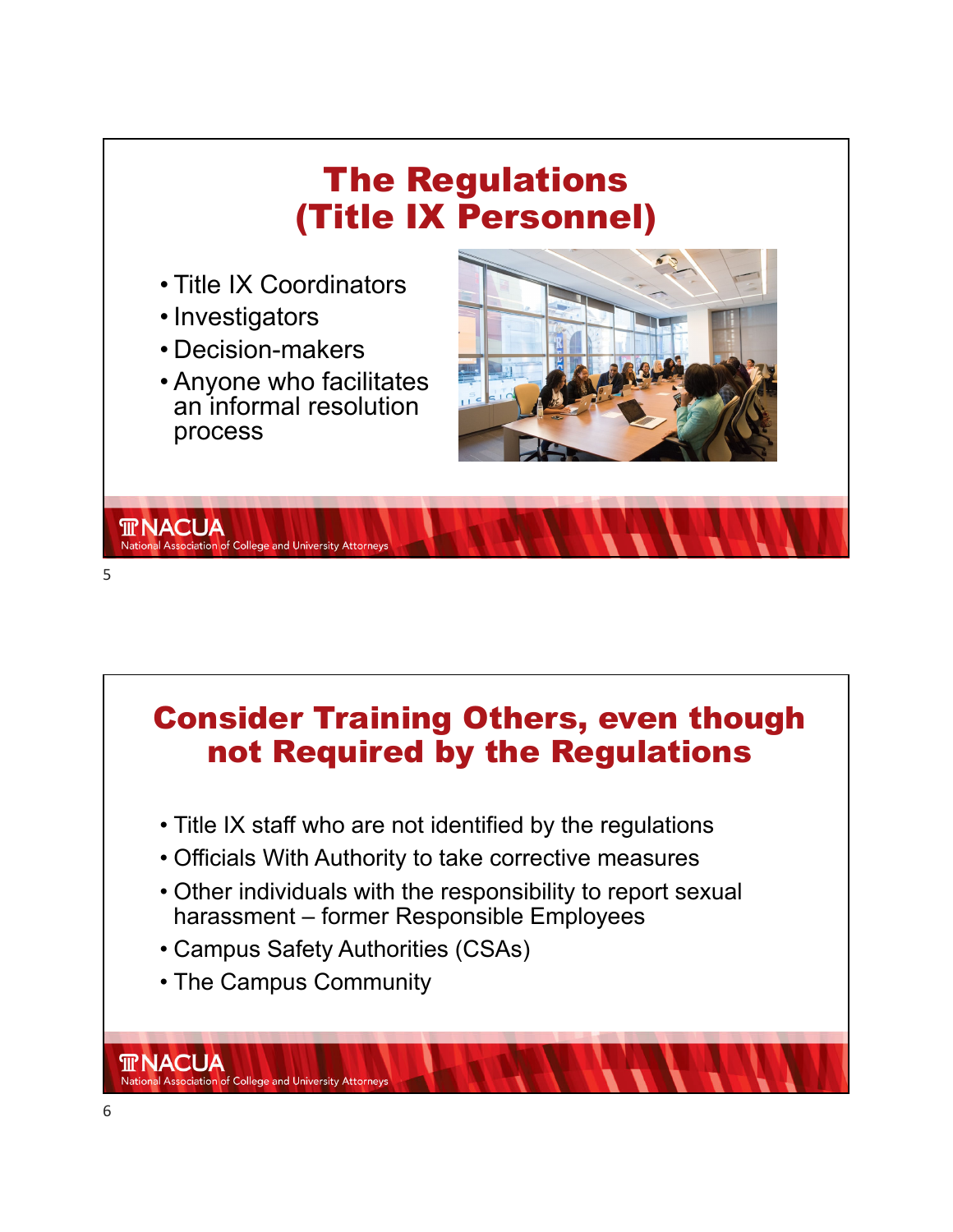# The Regulations (Title IX Personnel)

- Title IX Coordinators
- Investigators
- Decision-makers
- Anyone who facilitates an informal resolution process

# Consider Training Others, even though not Required by the Regulations

- Title IX staff who are not identified by the regulations
- Officials With Authority to take corrective measures
- Other individuals with the responsibility to report sexual harassment – former Responsible Employees
- Campus Safety Authorities (CSAs)
- The Campus Community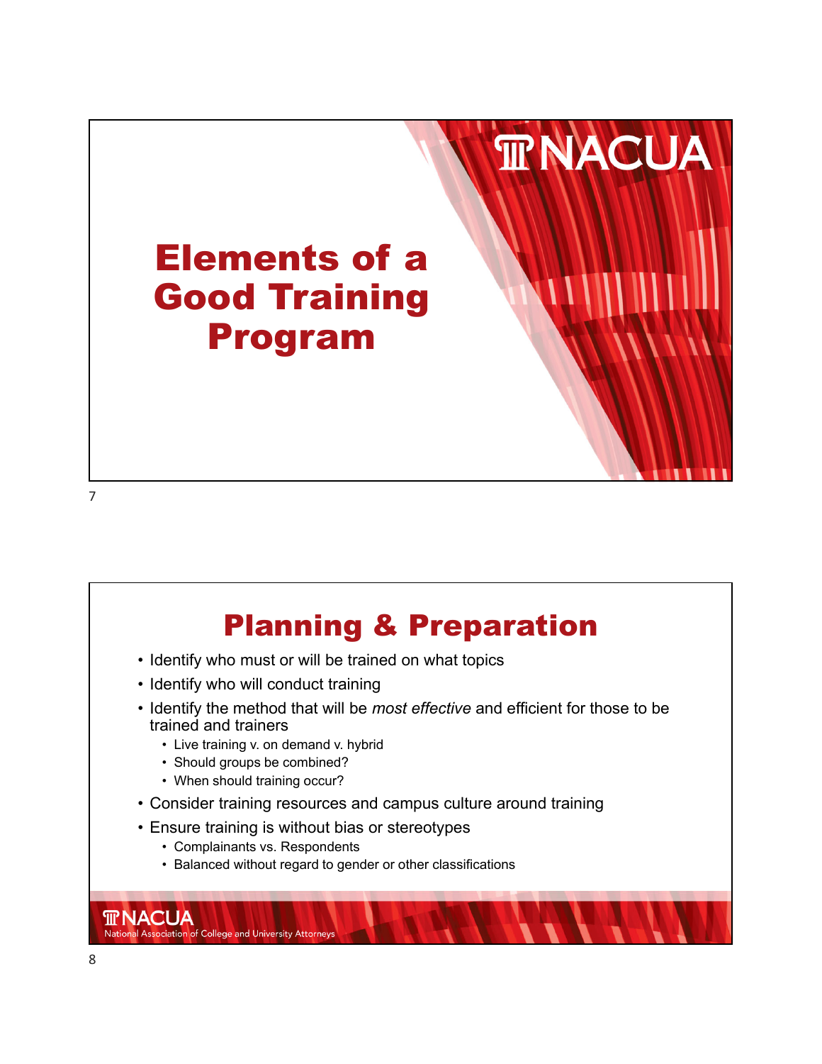# Elements of a Good Training Program

## Planning & Preparation

- Identify who must or will be trained on what topics
- Identify who will conduct training
- Identify the method that will be *most effective* and efficient for those to be trained and trainers
  - Live training v. on demand v. hybrid
  - Should groups be combined?
  - When should training occur?
- Consider training resources and campus culture around training
- Ensure training is without bias or stereotypes
  - Complainants vs. Respondents
  - Balanced without regard to gender or other classifications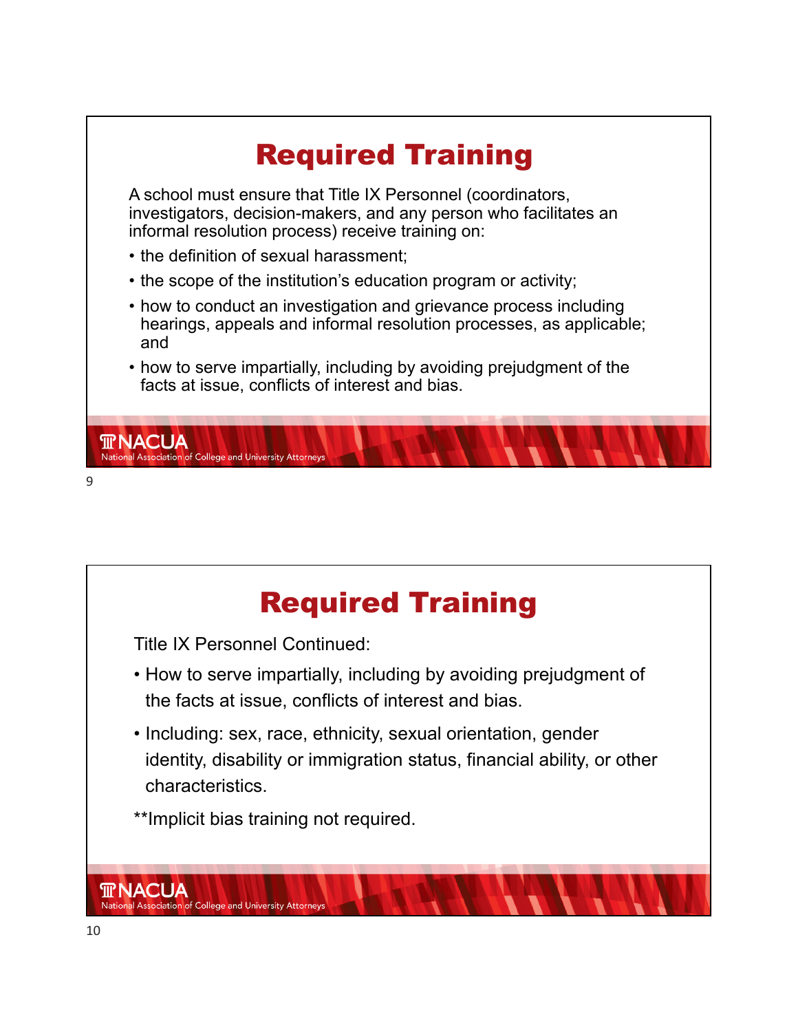# Required Training

A school must ensure that Title IX Personnel (coordinators, investigators, decision-makers, and any person who facilitates an informal resolution process) receive training on:

- the definition of sexual harassment;
- the scope of the institution's education program or activity;
- how to conduct an investigation and grievance process including hearings, appeals and informal resolution processes, as applicable; and
- how to serve impartially, including by avoiding prejudgment of the facts at issue, conflicts of interest and bias.

NACUA National Association of College and University Attorneys

# Required Training

Title IX Personnel Continued:

- How to serve impartially, including by avoiding prejudgment of the facts at issue, conflicts of interest and bias.
- Including: sex, race, ethnicity, sexual orientation, gender identity, disability or immigration status, financial ability, or other characteristics.

**Implicit bias training not required.

NACUA National Association of College and University Attorneys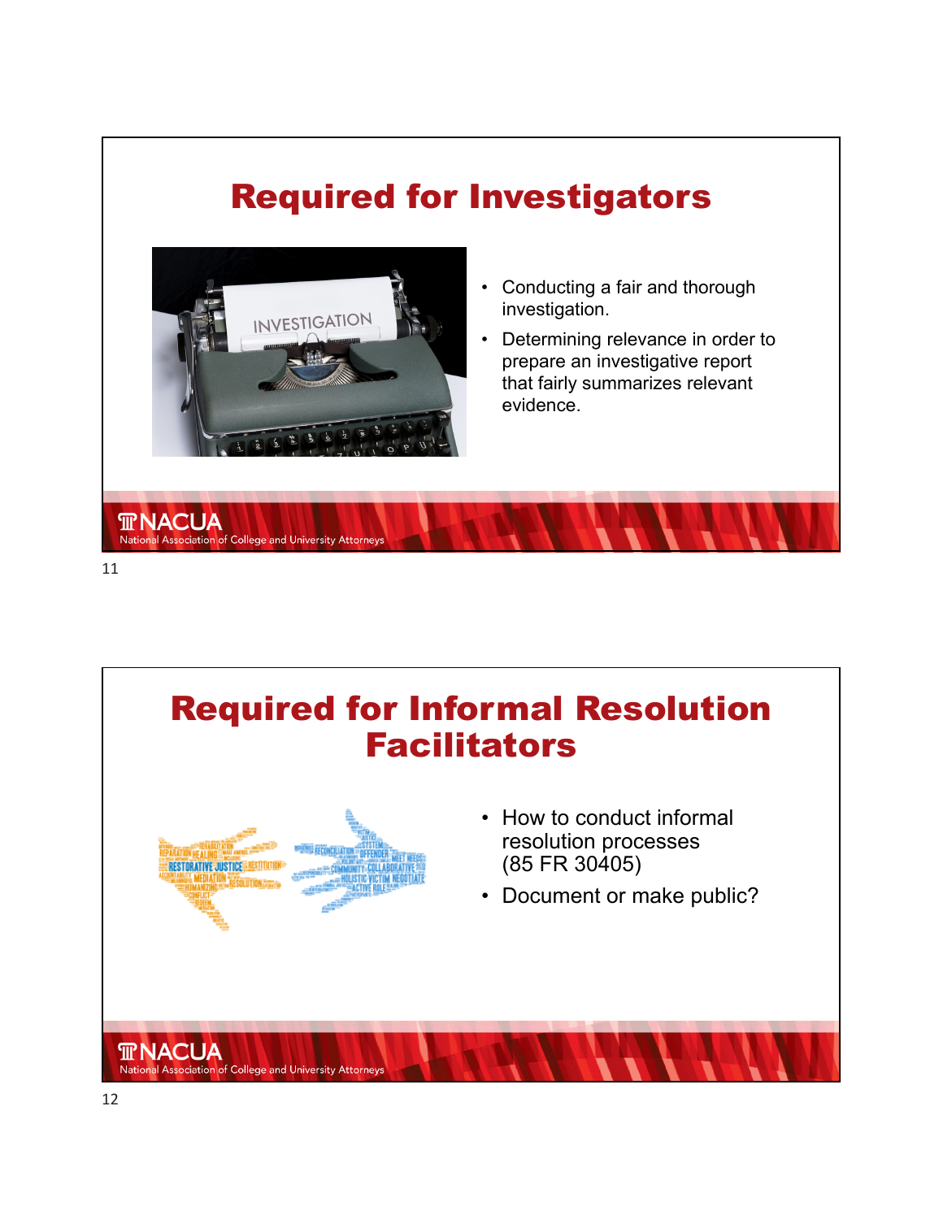# Required for Investigators

- Conducting a fair and thorough investigation.
- Determining relevance in order to prepare an investigative report that fairly summarizes relevant evidence.

# Required for Informal Resolution Facilitators

- How to conduct informal resolution processes (85 FR 30405)
- Document or make public?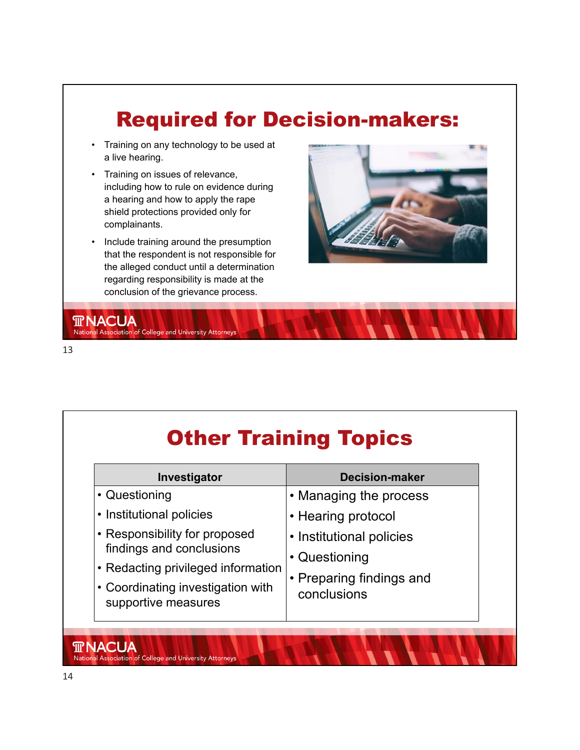# Required for Decision-makers:

- Training on any technology to be used at a live hearing.
- Training on issues of relevance, including how to rule on evidence during a hearing and how to apply the rape shield protections provided only for complainants.
- Include training around the presumption that the respondent is not responsible for the alleged conduct until a determination regarding responsibility is made at the conclusion of the grievance process.

NACUA National Association of College and University Attorneys

# Other Training Topics

| Investigator | Decision-maker |
| --- | --- |
| • Questioning<br>• Institutional policies<br>• Responsibility for proposed findings and conclusions<br>• Redacting privileged information<br>• Coordinating investigation with supportive measures | • Managing the process<br>• Hearing protocol<br>• Institutional policies<br>• Questioning<br>• Preparing findings and conclusions |

NACUA National Association of College and University Attorneys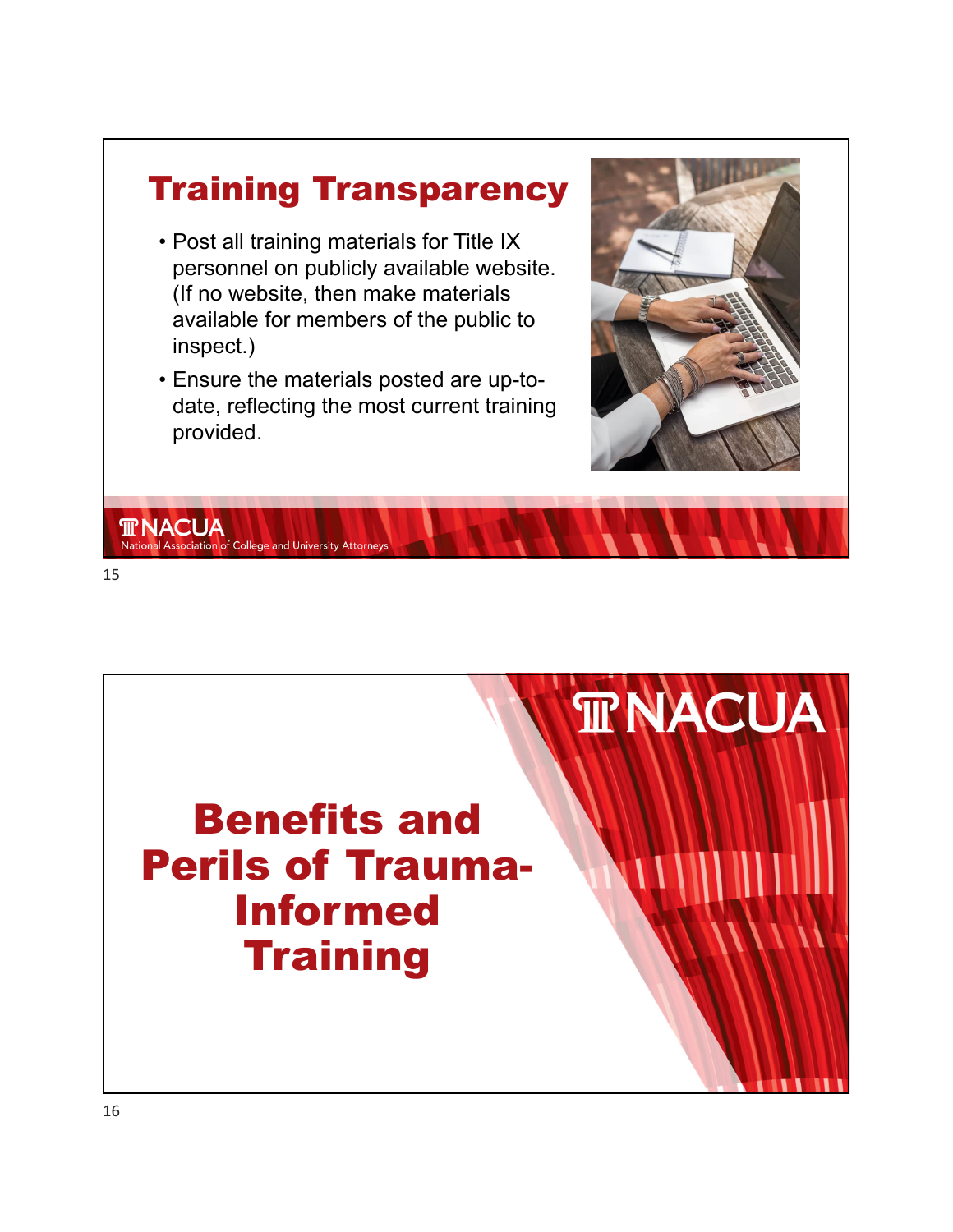## Training Transparency

- Post all training materials for Title IX personnel on publicly available website. (If no website, then make materials available for members of the public to inspect.)
- Ensure the materials posted are up-to-date, reflecting the most current training provided.

NACUA
National Association of College and University Attorneys

## Benefits and Perils of Trauma-Informed Training

NACUA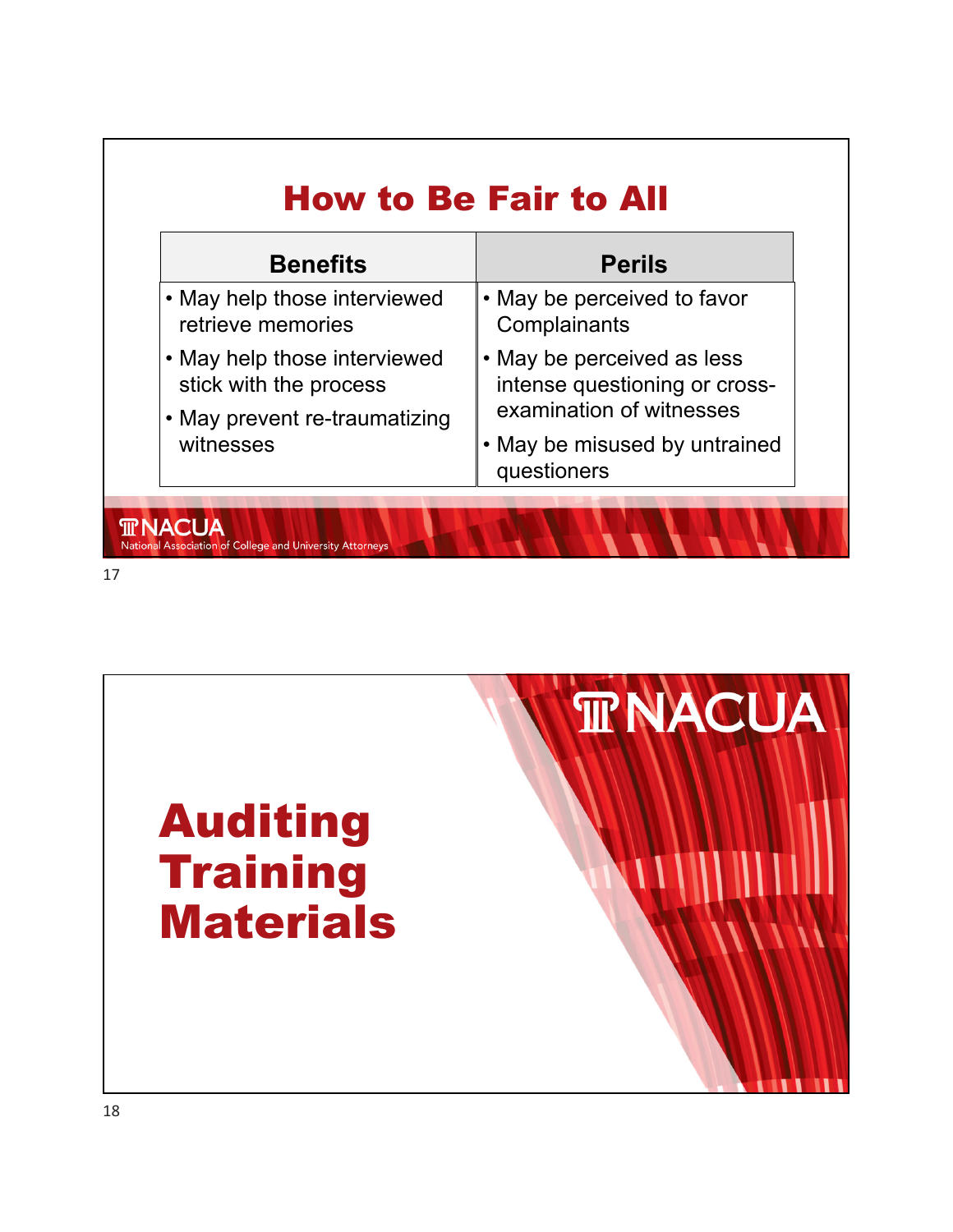## How to Be Fair to All

| Benefits | Perils |
| --- | --- |
| • May help those interviewed retrieve memories<br>• May help those interviewed stick with the process<br>• May prevent re-traumatizing witnesses | • May be perceived to favor Complainants<br>• May be perceived as less intense questioning or cross-examination of witnesses<br>• May be misused by untrained questioners |

## Auditing Training Materials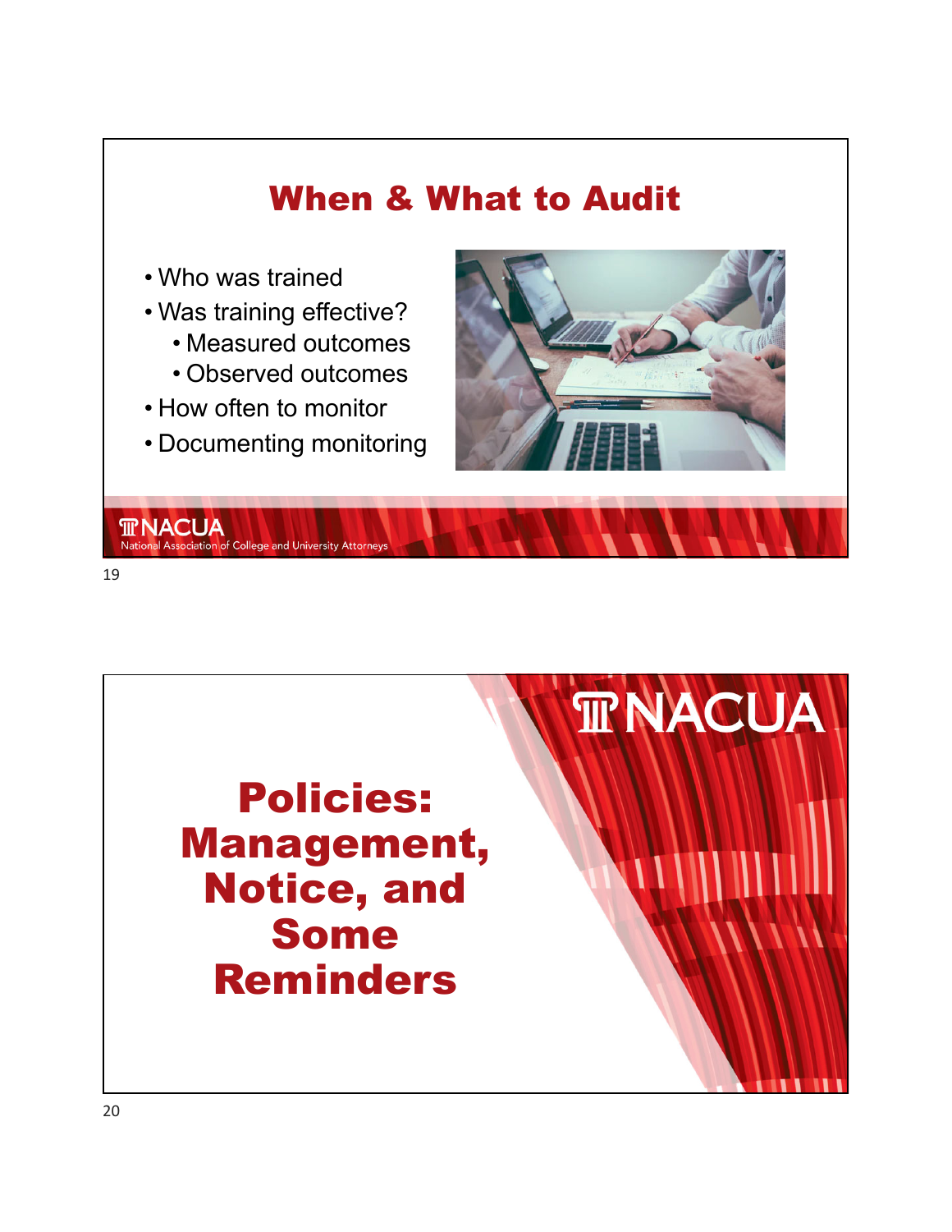## When & What to Audit

- Who was trained
- Was training effective?
  - Measured outcomes
  - Observed outcomes
- How often to monitor
- Documenting monitoring

## Policies: Management, Notice, and Some Reminders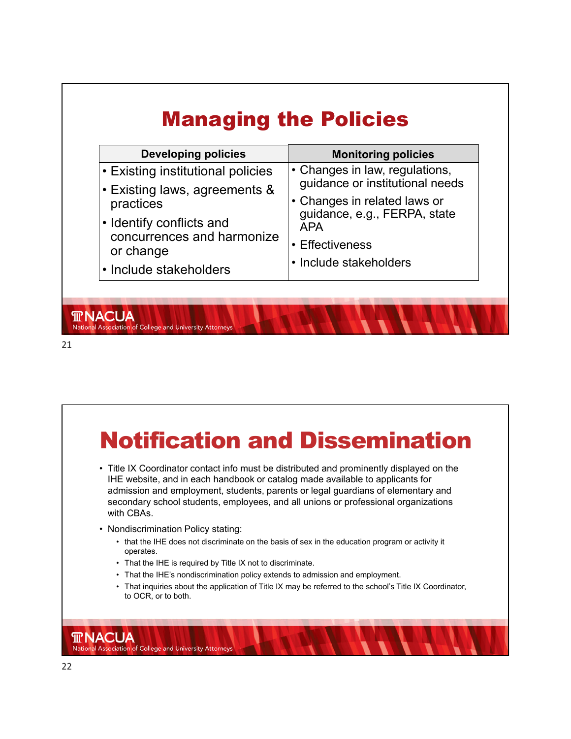# Managing the Policies

| Developing policies | Monitoring policies |
|---|---|
| • Existing institutional policies<br>• Existing laws, agreements & practices<br>• Identify conflicts and concurrences and harmonize or change<br>• Include stakeholders | • Changes in law, regulations, guidance or institutional needs<br>• Changes in related laws or guidance, e.g., FERPA, state APA<br>• Effectiveness<br>• Include stakeholders |

# Notification and Dissemination

- Title IX Coordinator contact info must be distributed and prominently displayed on the IHE website, and in each handbook or catalog made available to applicants for admission and employment, students, parents or legal guardians of elementary and secondary school students, employees, and all unions or professional organizations with CBAs.
- Nondiscrimination Policy stating:
  - that the IHE does not discriminate on the basis of sex in the education program or activity it operates.
  - That the IHE is required by Title IX not to discriminate.
  - That the IHE's nondiscrimination policy extends to admission and employment.
  - That inquiries about the application of Title IX may be referred to the school's Title IX Coordinator, to OCR, or to both.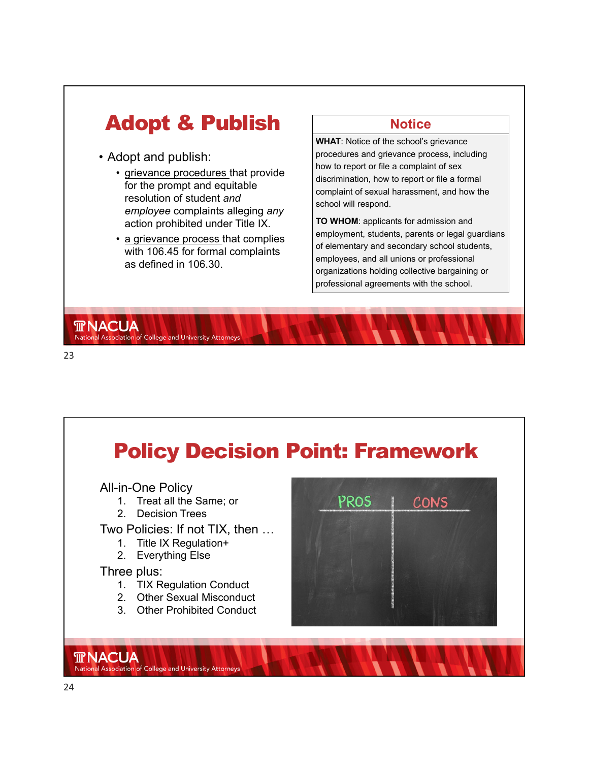## Adopt & Publish

- Adopt and publish:
  - grievance procedures that provide for the prompt and equitable resolution of student *and employee* complaints alleging *any* action prohibited under Title IX.
  - a grievance process that complies with 106.45 for formal complaints as defined in 106.30.

### Notice

**WHAT**: Notice of the school's grievance procedures and grievance process, including how to report or file a complaint of sex discrimination, how to report or file a formal complaint of sexual harassment, and how the school will respond.

**TO WHOM**: applicants for admission and employment, students, parents or legal guardians of elementary and secondary school students, employees, and all unions or professional organizations holding collective bargaining or professional agreements with the school.

## Policy Decision Point: Framework

All-in-One Policy

1. Treat all the Same; or
2. Decision Trees

Two Policies: If not TIX, then …

1. Title IX Regulation+
2. Everything Else

Three plus:

1. TIX Regulation Conduct
2. Other Sexual Misconduct
3. Other Prohibited Conduct

PROS | CONS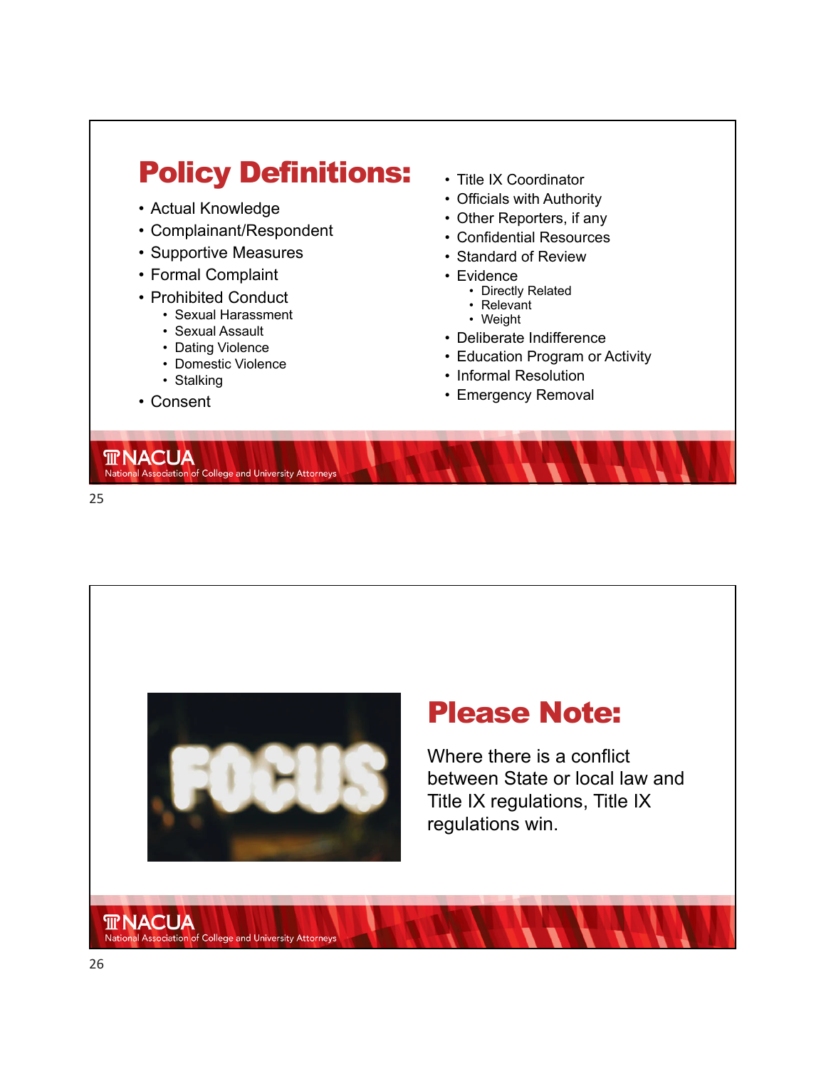## Policy Definitions:

- Actual Knowledge
- Complainant/Respondent
- Supportive Measures
- Formal Complaint
- Prohibited Conduct
  - Sexual Harassment
  - Sexual Assault
  - Dating Violence
  - Domestic Violence
  - Stalking
- Consent
- Title IX Coordinator
- Officials with Authority
- Other Reporters, if any
- Confidential Resources
- Standard of Review
- Evidence
  - Directly Related
  - Relevant
  - Weight
- Deliberate Indifference
- Education Program or Activity
- Informal Resolution
- Emergency Removal

## Please Note:

Where there is a conflict between State or local law and Title IX regulations, Title IX regulations win.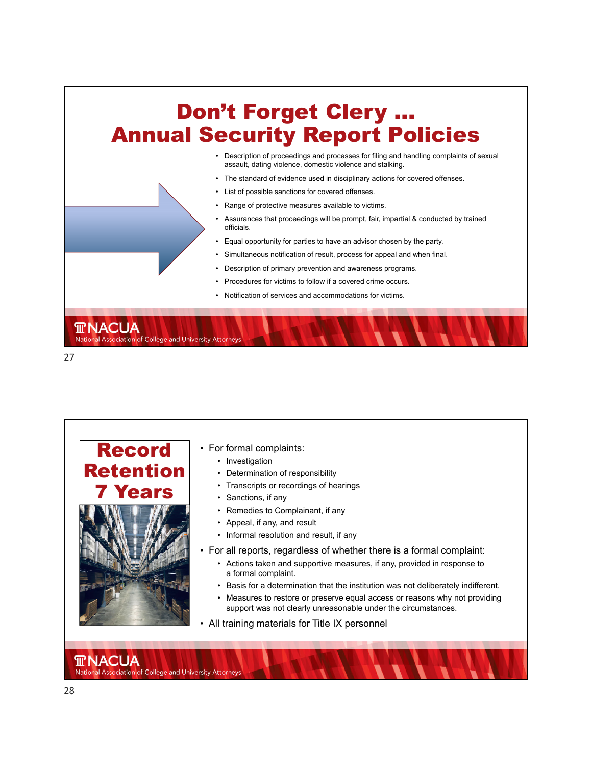# Don't Forget Clery … Annual Security Report Policies

- Description of proceedings and processes for filing and handling complaints of sexual assault, dating violence, domestic violence and stalking.
- The standard of evidence used in disciplinary actions for covered offenses.
- List of possible sanctions for covered offenses.
- Range of protective measures available to victims.
- Assurances that proceedings will be prompt, fair, impartial & conducted by trained officials.
- Equal opportunity for parties to have an advisor chosen by the party.
- Simultaneous notification of result, process for appeal and when final.
- Description of primary prevention and awareness programs.
- Procedures for victims to follow if a covered crime occurs.
- Notification of services and accommodations for victims.

# Record Retention 7 Years

- For formal complaints:
  - Investigation
  - Determination of responsibility
  - Transcripts or recordings of hearings
  - Sanctions, if any
  - Remedies to Complainant, if any
  - Appeal, if any, and result
  - Informal resolution and result, if any
- For all reports, regardless of whether there is a formal complaint:
  - Actions taken and supportive measures, if any, provided in response to a formal complaint.
  - Basis for a determination that the institution was not deliberately indifferent.
  - Measures to restore or preserve equal access or reasons why not providing support was not clearly unreasonable under the circumstances.
- All training materials for Title IX personnel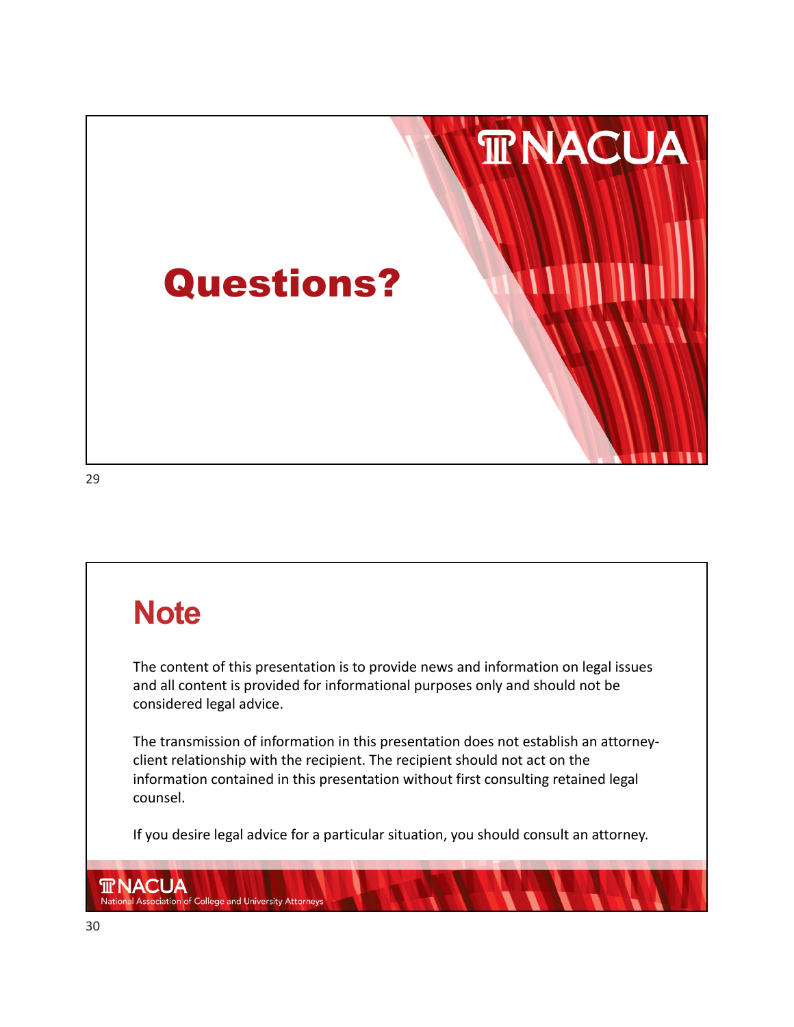# Questions?

## Note

The content of this presentation is to provide news and information on legal issues and all content is provided for informational purposes only and should not be considered legal advice.

The transmission of information in this presentation does not establish an attorney-client relationship with the recipient. The recipient should not act on the information contained in this presentation without first consulting retained legal counsel.

If you desire legal advice for a particular situation, you should consult an attorney.